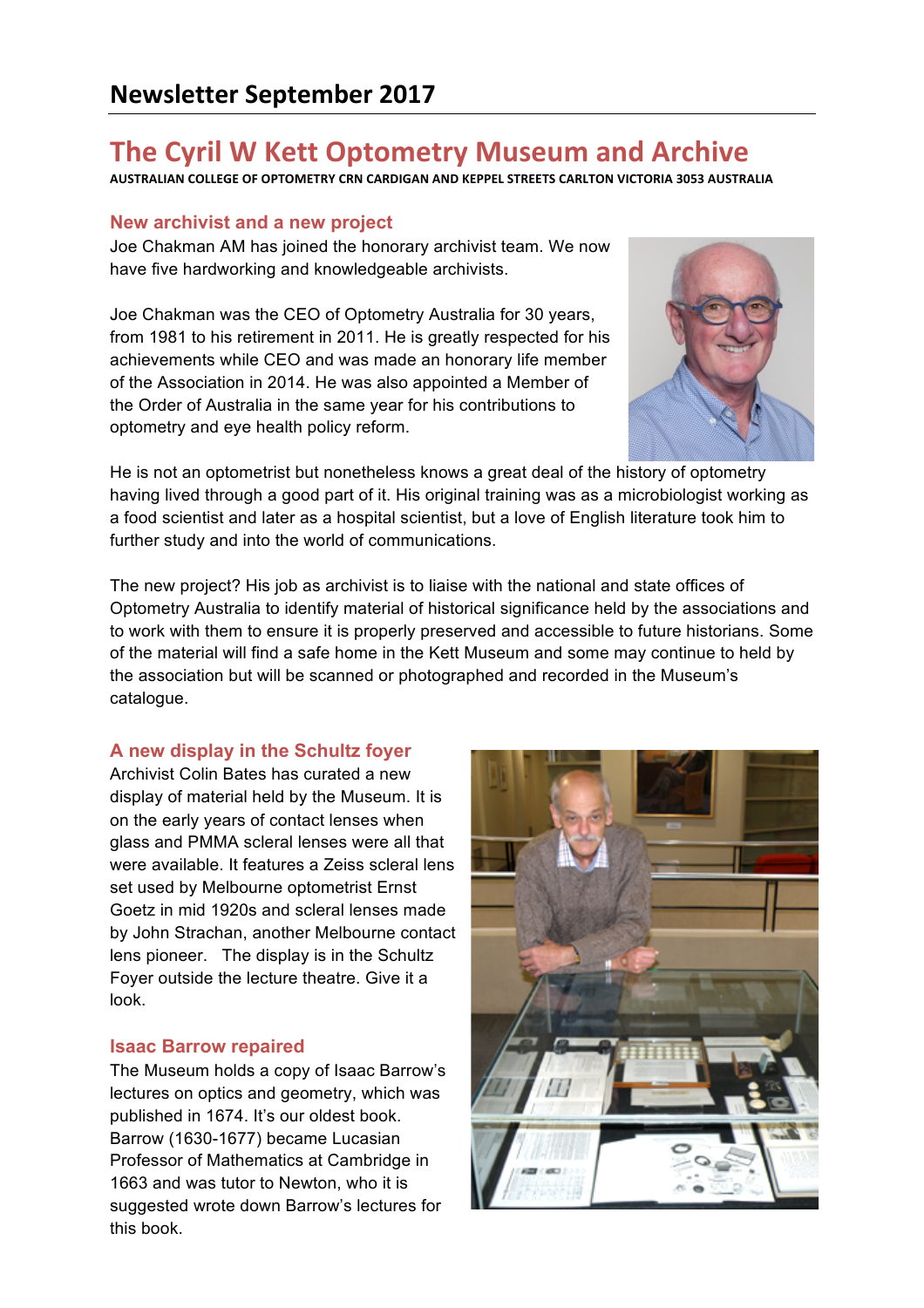# Newsletter September 2017

## The Cyril W Kett Optometry Museum and Archive

**AUSTRALIAN COLLEGE OF OPTOMETRY CRN CARDIGAN AND KEPPEL STREETS CARLTON VICTORIA 3053 AUSTRALIA**

### New archivist and a new project

Joe Chakman AM has joined the honorary archivist team. We now have five hardworking and knowledgeable archivists.

Joe Chakman was the CEO of Optometry Australia for 30 years, from 1981 to his retirement in 2011. He is greatly respected for his achievements while CEO and was made an honorary life member of the Association in 2014. He was also appointed a Member of the Order of Australia in the same year for his contributions to optometry and eye health policy reform.

He is not an optometrist but nonetheless knows a great deal of the history of optometry having lived through a good part of it. His original training was as a microbiologist working as a food scientist and later as a hospital scientist, but a love of English literature took him to further study and into the world of communications.

The new project? His job as archivist is to liaise with the national and state offices of Optometry Australia to identify material of historical significance held by the associations and to work with them to ensure it is properly preserved and accessible to future historians. Some of the material will find a safe home in the Kett Museum and some may continue to held by the association but will be scanned or photographed and recorded in the Museum's catalogue.

### A new display in the Schultz foyer

Archivist Colin Bates has curated a new display of material held by the Museum. It is on the early years of contact lenses when glass and PMMA scleral lenses were all that were available. It features a Zeiss scleral lens set used by Melbourne optometrist Ernst Goetz in mid 1920s and scleral lenses made by John Strachan, another Melbourne contact lens pioneer. The display is in the Schultz Foyer outside the lecture theatre. Give it a look.

### Isaac Barrow repaired

The Museum holds a copy of Isaac Barrow's lectures on optics and geometry, which was published in 1674. It's our oldest book. Barrow (1630-1677) became Lucasian Professor of Mathematics at Cambridge in 1663 and was tutor to Newton, who it is suggested wrote down Barrow's lectures for this book.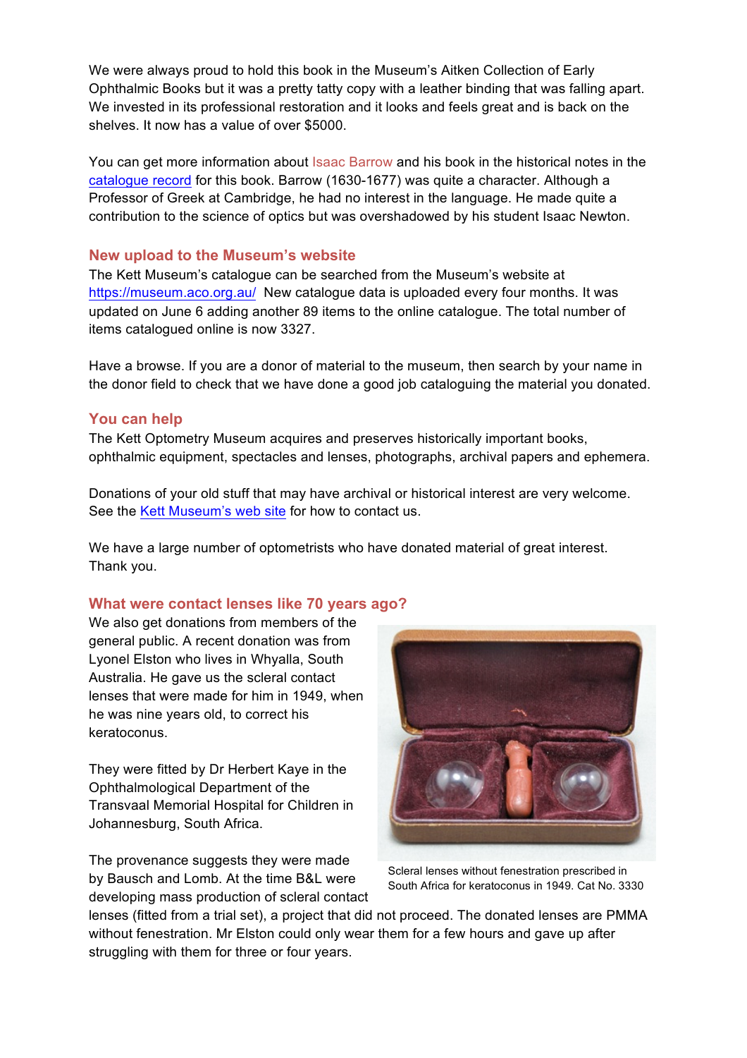We were always proud to hold this book in the Museum's Aitken Collection of Early Ophthalmic Books but it was a pretty tatty copy with a leather binding that was falling apart. We invested in its professional restoration and it looks and feels great and is back on the shelves. It now has a value of over $5000.

You can get more information about Isaac Barrow and his book in the historical notes in the catalogue record for this book. Barrow (1630-1677) was quite a character. Although a Professor of Greek at Cambridge, he had no interest in the language. He made quite a contribution to the science of optics but was overshadowed by his student Isaac Newton.

## New upload to the Museum's website

The Kett Museum's catalogue can be searched from the Museum's website at https://museum.aco.org.au/ New catalogue data is uploaded every four months. It was updated on June 6 adding another 89 items to the online catalogue. The total number of items catalogued online is now 3327.

Have a browse. If you are a donor of material to the museum, then search by your name in the donor field to check that we have done a good job cataloguing the material you donated.

## You can help

The Kett Optometry Museum acquires and preserves historically important books, ophthalmic equipment, spectacles and lenses, photographs, archival papers and ephemera.

Donations of your old stuff that may have archival or historical interest are very welcome. See the Kett Museum's web site for how to contact us.

We have a large number of optometrists who have donated material of great interest. Thank you.

## What were contact lenses like 70 years ago?

We also get donations from members of the general public. A recent donation was from Lyonel Elston who lives in Whyalla, South Australia. He gave us the scleral contact lenses that were made for him in 1949, when he was nine years old, to correct his keratoconus.

They were fitted by Dr Herbert Kaye in the Ophthalmological Department of the Transvaal Memorial Hospital for Children in Johannesburg, South Africa.

Scleral lenses without fenestration prescribed in South Africa for keratoconus in 1949. Cat No. 3330

The provenance suggests they were made by Bausch and Lomb. At the time B&L were developing mass production of scleral contact lenses (fitted from a trial set), a project that did not proceed. The donated lenses are PMMA without fenestration. Mr Elston could only wear them for a few hours and gave up after struggling with them for three or four years.